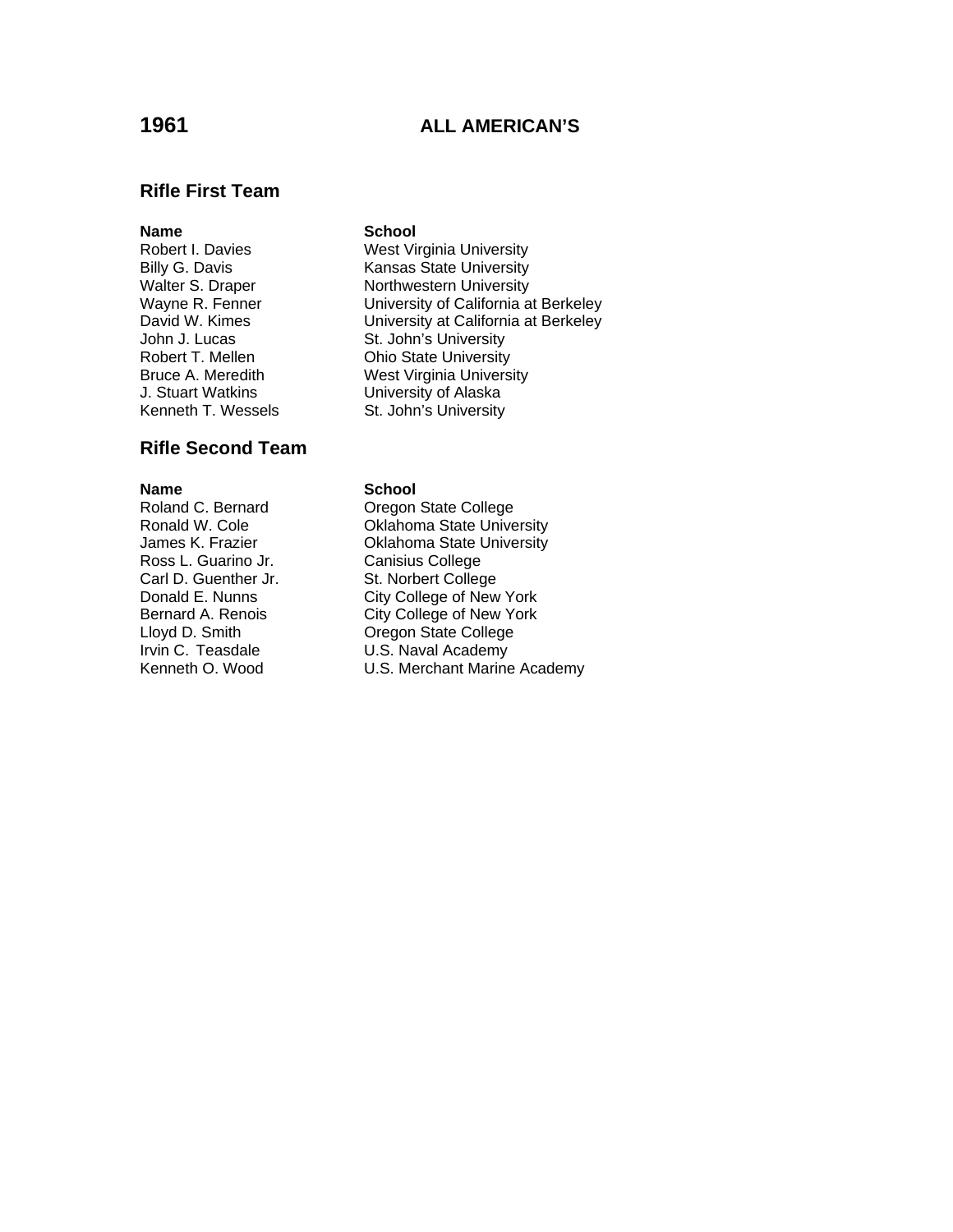# 1961 ALL AMERICAN'S

## Rifle First Team

| Name | School |
|---|---|
| Robert I. Davies | West Virginia University |
| Billy G. Davis | Kansas State University |
| Walter S. Draper | Northwestern University |
| Wayne R. Fenner | University of California at Berkeley |
| David W. Kimes | University at California at Berkeley |
| John J. Lucas | St. John's University |
| Robert T. Mellen | Ohio State University |
| Bruce A. Meredith | West Virginia University |
| J. Stuart Watkins | University of Alaska |
| Kenneth T. Wessels | St. John's University |

## Rifle Second Team

| Name | School |
|---|---|
| Roland C. Bernard | Oregon State College |
| Ronald W. Cole | Oklahoma State University |
| James K. Frazier | Oklahoma State University |
| Ross L. Guarino Jr. | Canisius College |
| Carl D. Guenther Jr. | St. Norbert College |
| Donald E. Nunns | City College of New York |
| Bernard A. Renois | City College of New York |
| Lloyd D. Smith | Oregon State College |
| Irvin C. Teasdale | U.S. Naval Academy |
| Kenneth O. Wood | U.S. Merchant Marine Academy |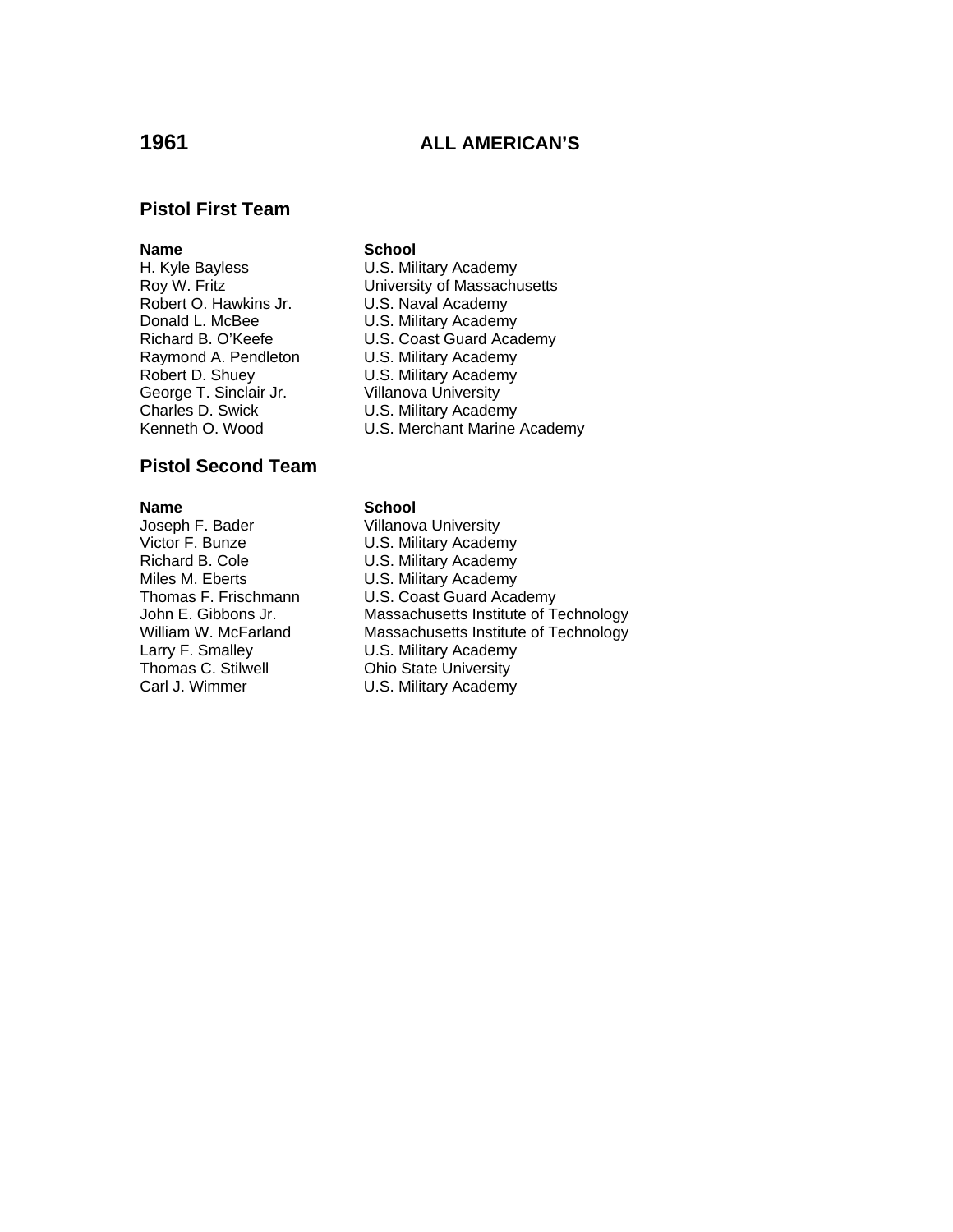# 1961 ALL AMERICAN'S

## Pistol First Team

| Name | School |
|---|---|
| H. Kyle Bayless | U.S. Military Academy |
| Roy W. Fritz | University of Massachusetts |
| Robert O. Hawkins Jr. | U.S. Naval Academy |
| Donald L. McBee | U.S. Military Academy |
| Richard B. O'Keefe | U.S. Coast Guard Academy |
| Raymond A. Pendleton | U.S. Military Academy |
| Robert D. Shuey | U.S. Military Academy |
| George T. Sinclair Jr. | Villanova University |
| Charles D. Swick | U.S. Military Academy |
| Kenneth O. Wood | U.S. Merchant Marine Academy |

## Pistol Second Team

| Name | School |
|---|---|
| Joseph F. Bader | Villanova University |
| Victor F. Bunze | U.S. Military Academy |
| Richard B. Cole | U.S. Military Academy |
| Miles M. Eberts | U.S. Military Academy |
| Thomas F. Frischmann | U.S. Coast Guard Academy |
| John E. Gibbons Jr. | Massachusetts Institute of Technology |
| William W. McFarland | Massachusetts Institute of Technology |
| Larry F. Smalley | U.S. Military Academy |
| Thomas C. Stilwell | Ohio State University |
| Carl J. Wimmer | U.S. Military Academy |